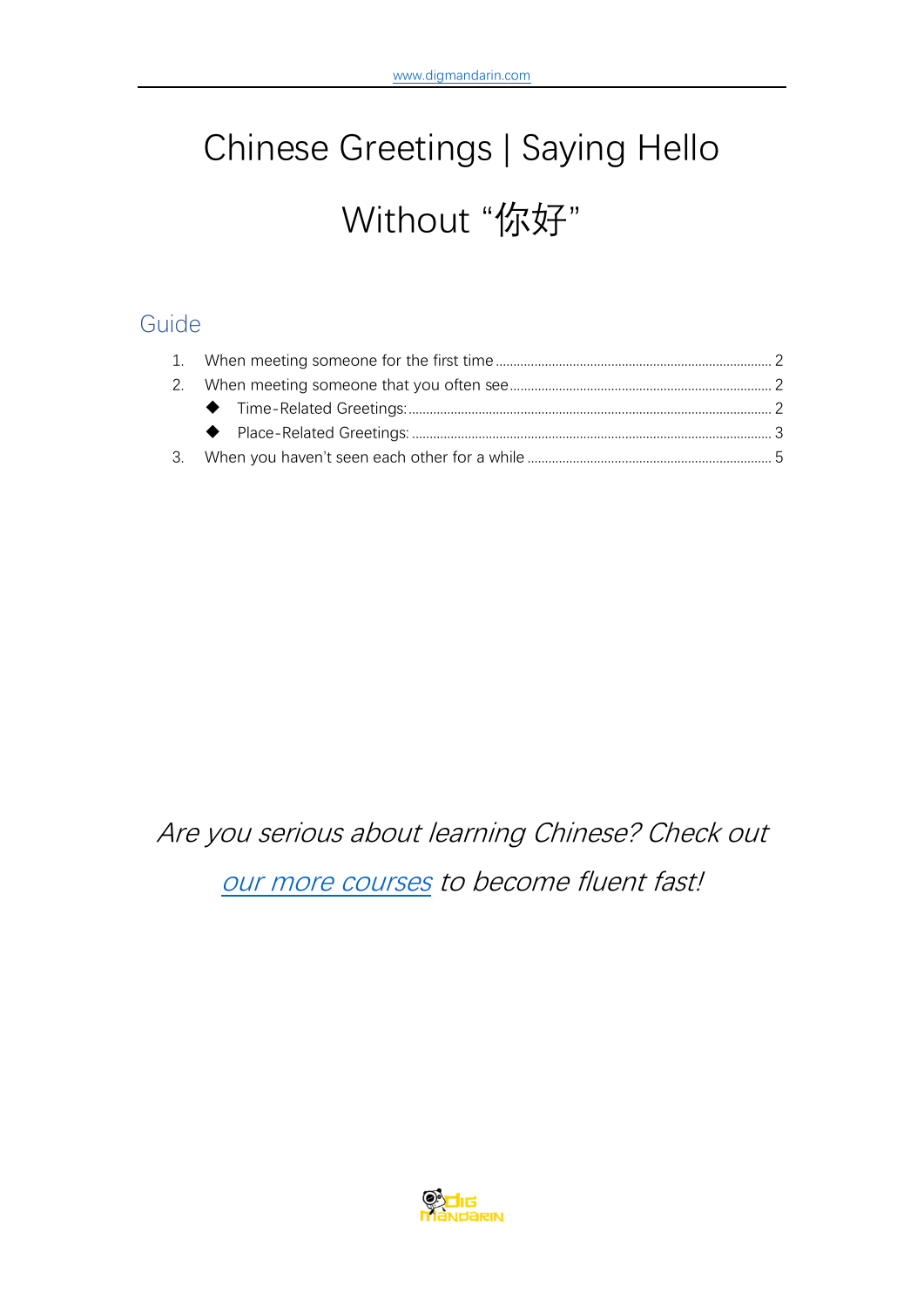# Chinese Greetings | Saying Hello Without "你好"

## Guide

1. When meeting someone for the first time ........ 2
2. When meeting someone that you often see ........ 2
   - Time-Related Greetings: ........ 2
   - Place-Related Greetings: ........ 3
3. When you haven't seen each other for a while ........ 5

*Are you serious about learning Chinese? Check out our more courses to become fluent fast!*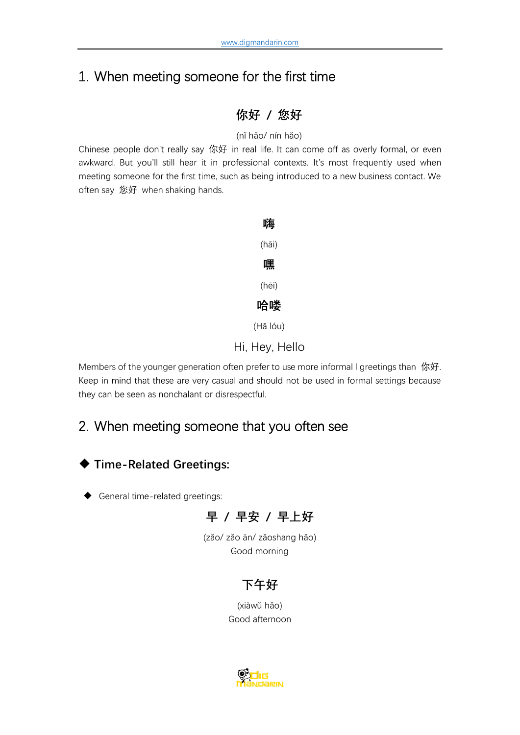## 1. When meeting someone for the first time

**你好 / 您好**

(nǐ hǎo/ nín hǎo)

Chinese people don't really say 你好 in real life. It can come off as overly formal, or even awkward. But you'll still hear it in professional contexts. It's most frequently used when meeting someone for the first time, such as being introduced to a new business contact. We often say 您好 when shaking hands.

**嗨**

(hāi)

**嘿**

(hēi)

**哈喽**

(Hā lóu)

Hi, Hey, Hello

Members of the younger generation often prefer to use more informal l greetings than 你好. Keep in mind that these are very casual and should not be used in formal settings because they can be seen as nonchalant or disrespectful.

## 2. When meeting someone that you often see

### ◆ Time-Related Greetings:

◆ General time-related greetings:

**早 / 早安 / 早上好**

(zǎo/ zǎo ān/ zǎoshang hǎo)

Good morning

**下午好**

(xiàwǔ hǎo)

Good afternoon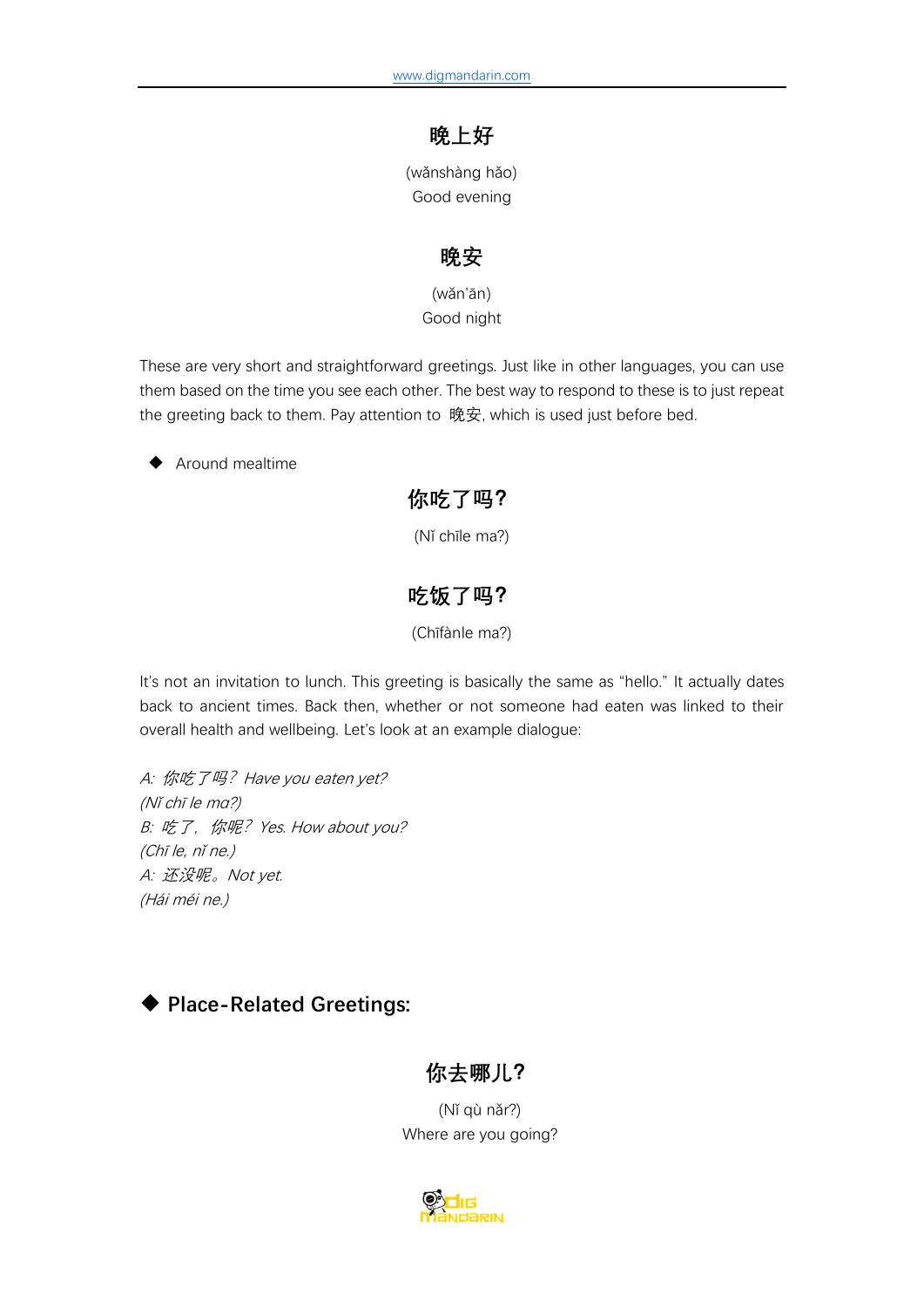### 晚上好

(wǎnshàng hǎo)
Good evening

### 晚安

(wǎn'ān)
Good night

These are very short and straightforward greetings. Just like in other languages, you can use them based on the time you see each other. The best way to respond to these is to just repeat the greeting back to them. Pay attention to 晚安, which is used just before bed.

- Around mealtime

### 你吃了吗？

(Nǐ chīle ma?)

### 吃饭了吗？

(Chīfànle ma?)

It's not an invitation to lunch. This greeting is basically the same as "hello." It actually dates back to ancient times. Back then, whether or not someone had eaten was linked to their overall health and wellbeing. Let's look at an example dialogue:

*A: 你吃了吗？ Have you eaten yet?*
*(Nǐ chī le ma?)*
*B: 吃了， 你呢？ Yes. How about you?*
*(Chī le, nǐ ne.)*
*A: 还没呢。 Not yet.*
*(Hái méi ne.)*

## ◆ Place-Related Greetings:

### 你去哪儿？

(Nǐ qù nǎr?)
Where are you going?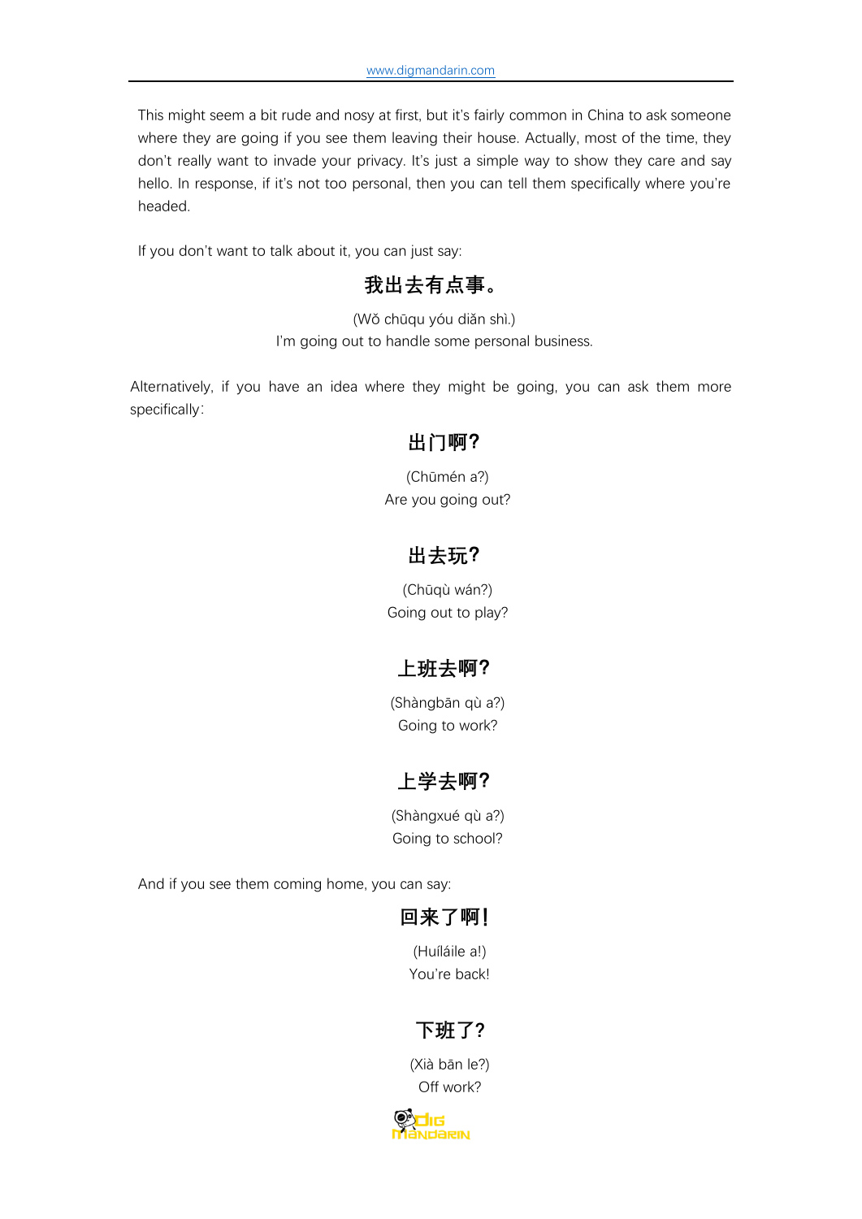This might seem a bit rude and nosy at first, but it's fairly common in China to ask someone where they are going if you see them leaving their house. Actually, most of the time, they don't really want to invade your privacy. It's just a simple way to show they care and say hello. In response, if it's not too personal, then you can tell them specifically where you're headed.

If you don't want to talk about it, you can just say:

**我出去有点事。**

(Wǒ chūqu yóu diǎn shì.)
I'm going out to handle some personal business.

Alternatively, if you have an idea where they might be going, you can ask them more specifically：

**出门啊？**

(Chūmén a?)
Are you going out?

**出去玩？**

(Chūqù wán?)
Going out to play?

**上班去啊？**

(Shàngbān qù a?)
Going to work?

**上学去啊？**

(Shàngxué qù a?)
Going to school?

And if you see them coming home, you can say:

**回来了啊！**

(Huíláile a!)
You're back!

**下班了？**

(Xià bān le?)
Off work?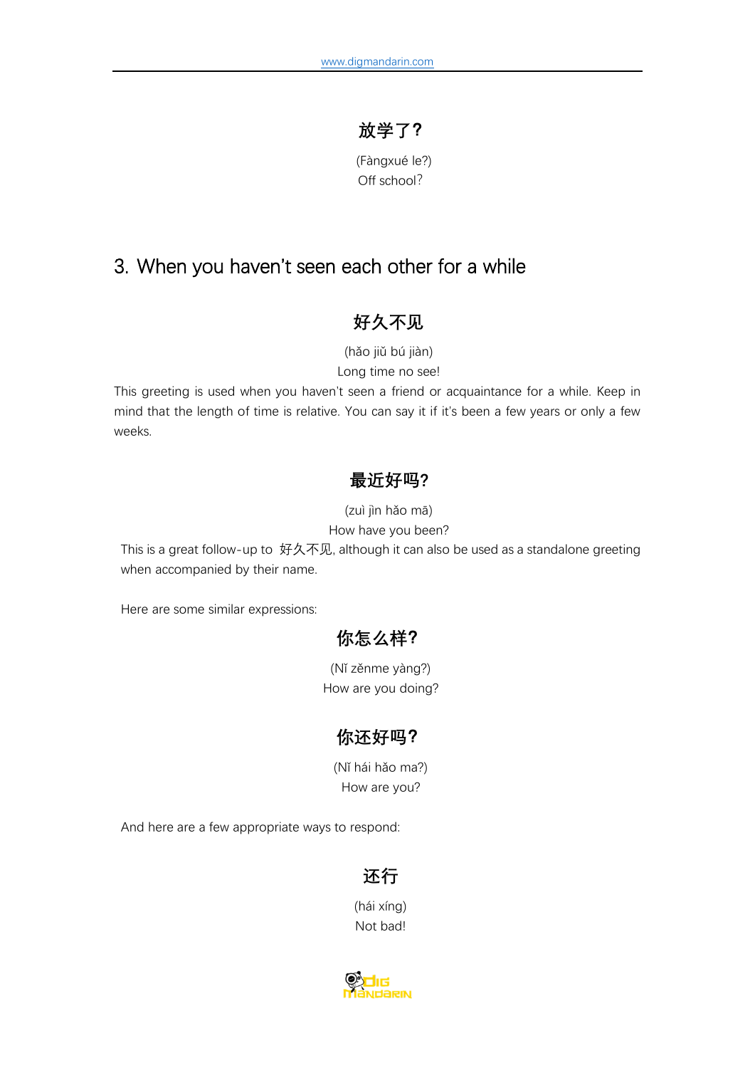### 放学了？

(Fàngxué le?)
Off school？

## 3. When you haven't seen each other for a while

### 好久不见

(hǎo jiǔ bú jiàn)
Long time no see!

This greeting is used when you haven't seen a friend or acquaintance for a while. Keep in mind that the length of time is relative. You can say it if it's been a few years or only a few weeks.

### 最近好吗?

(zuì jìn hǎo mā)
How have you been?

This is a great follow-up to 好久不见, although it can also be used as a standalone greeting when accompanied by their name.

Here are some similar expressions:

### 你怎么样?

(Nǐ zěnme yàng?)
How are you doing?

### 你还好吗？

(Nǐ hái hǎo ma?)
How are you?

And here are a few appropriate ways to respond:

### 还行

(hái xíng)
Not bad!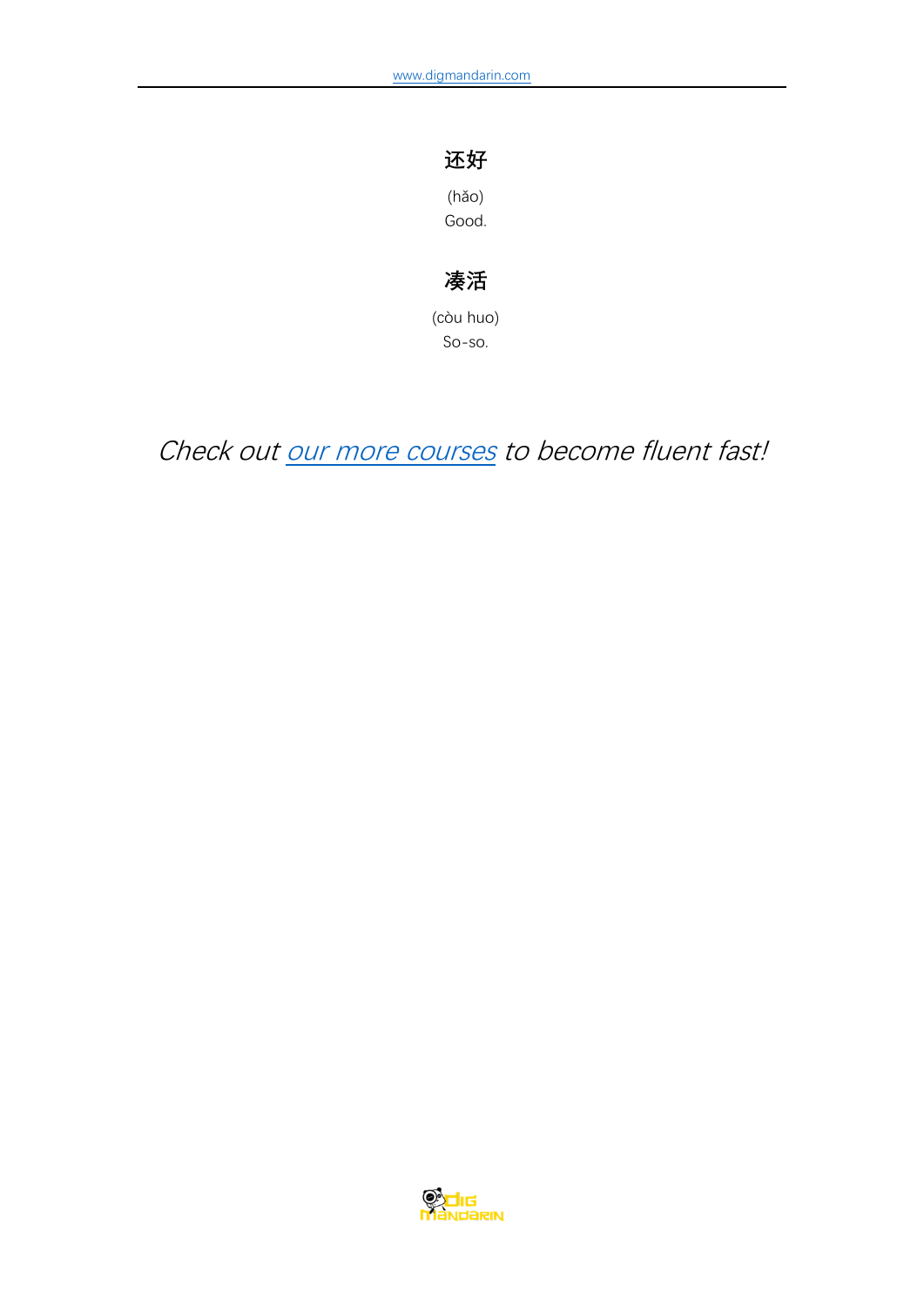### 还好

(hǎo)
Good.

### 凑活

(còu huo)
So-so.

*Check out our more courses to become fluent fast!*